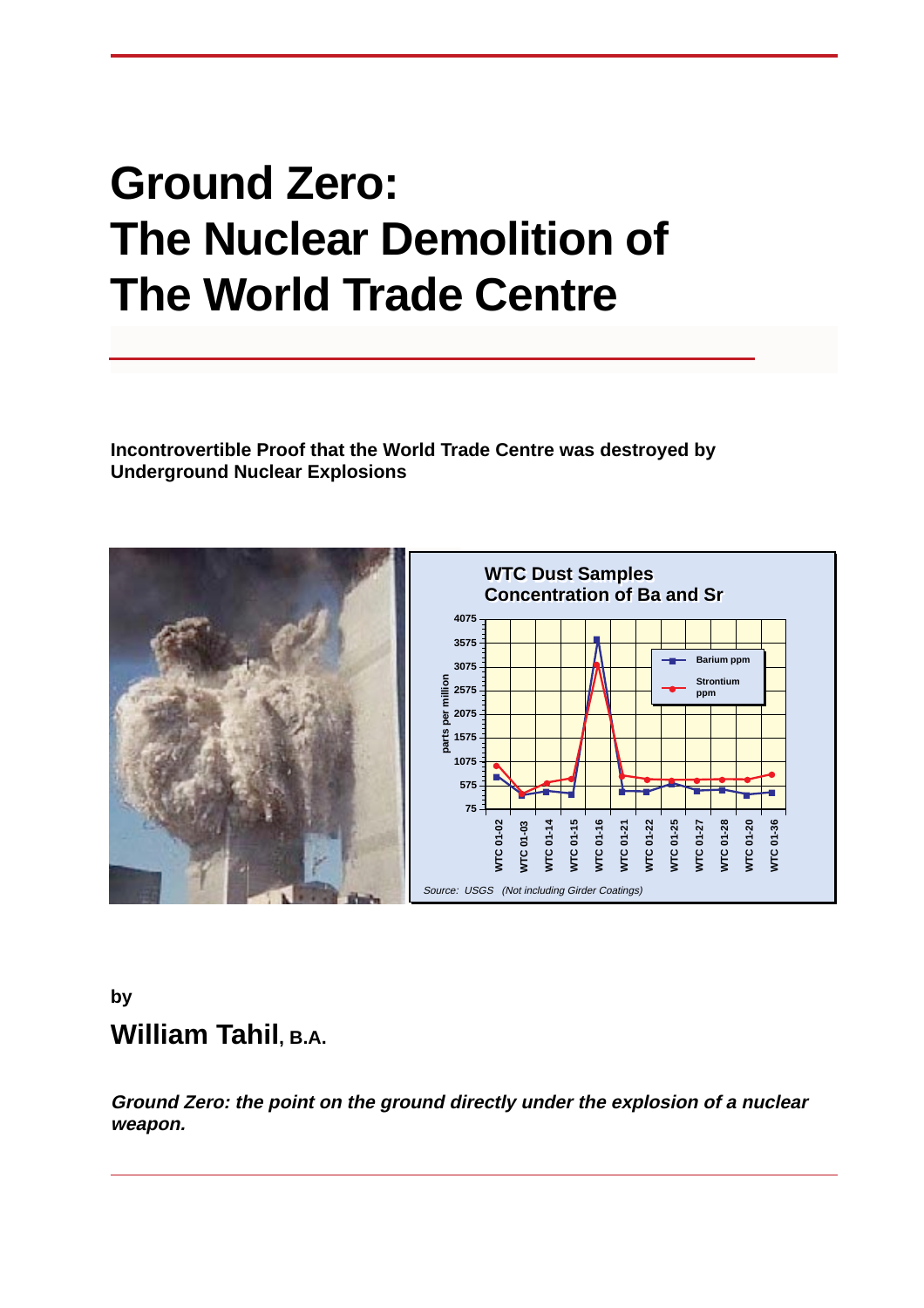# Ground Zero:
# The Nuclear Demolition of
# The World Trade Centre

**Incontrovertible Proof that the World Trade Centre was destroyed by Underground Nuclear Explosions**

**WTC Dust Samples**
**Concentration of Ba and Sr**

*Source: USGS (Not including Girder Coatings)*

**by**

## William Tahil, B.A.

***Ground Zero: the point on the ground directly under the explosion of a nuclear weapon.***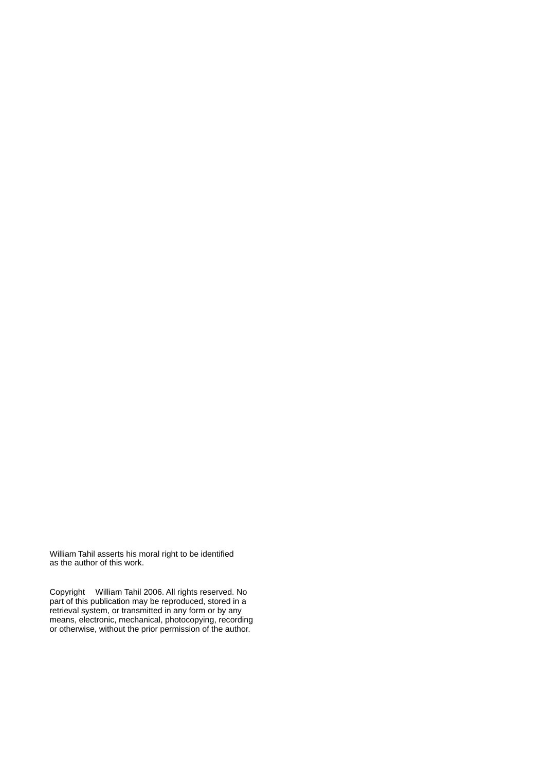William Tahil asserts his moral right to be identified as the author of this work.

Copyright William Tahil 2006. All rights reserved. No part of this publication may be reproduced, stored in a retrieval system, or transmitted in any form or by any means, electronic, mechanical, photocopying, recording or otherwise, without the prior permission of the author.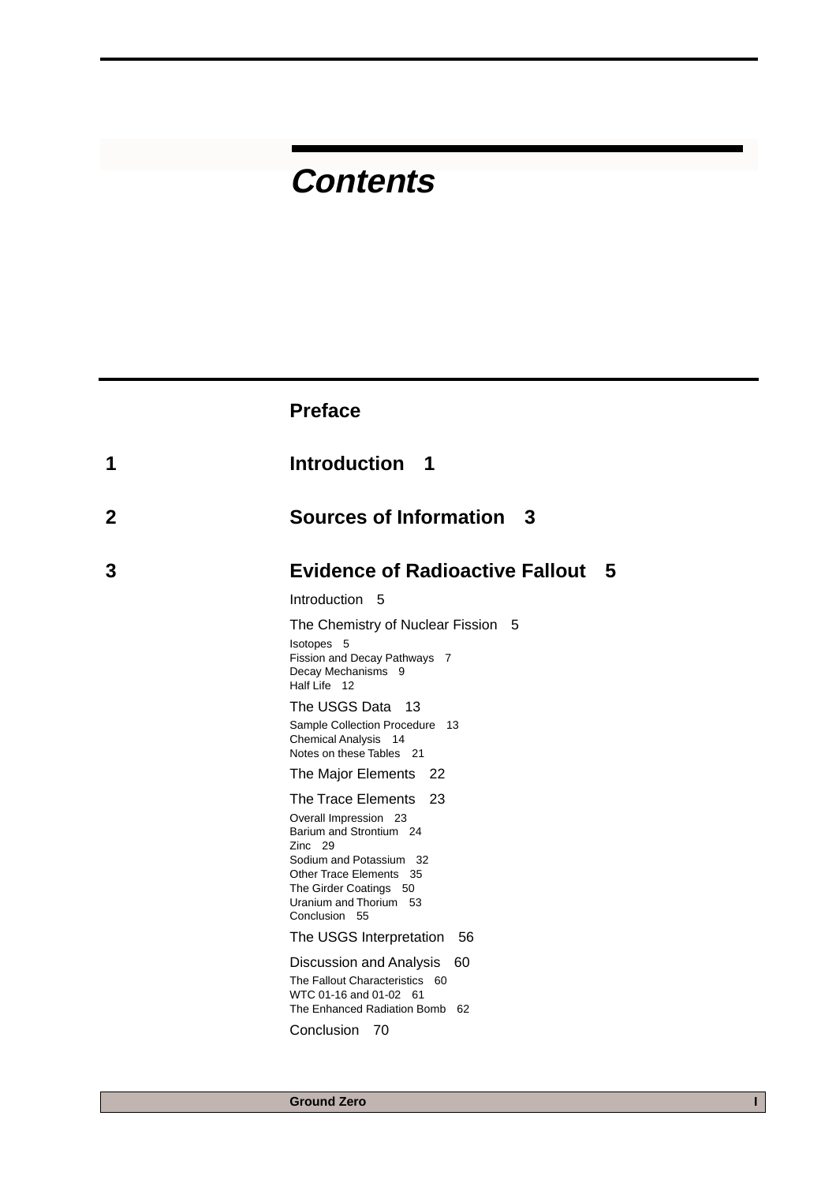# Contents

**Preface**

**1 Introduction 1**

**2 Sources of Information 3**

**3 Evidence of Radioactive Fallout 5**

Introduction 5

The Chemistry of Nuclear Fission 5

- Isotopes 5
- Fission and Decay Pathways 7
- Decay Mechanisms 9
- Half Life 12

The USGS Data 13

- Sample Collection Procedure 13
- Chemical Analysis 14
- Notes on these Tables 21

The Major Elements 22

The Trace Elements 23

- Overall Impression 23
- Barium and Strontium 24
- Zinc 29
- Sodium and Potassium 32
- Other Trace Elements 35
- The Girder Coatings 50
- Uranium and Thorium 53
- Conclusion 55

The USGS Interpretation 56

Discussion and Analysis 60

- The Fallout Characteristics 60
- WTC 01-16 and 01-02 61
- The Enhanced Radiation Bomb 62

Conclusion 70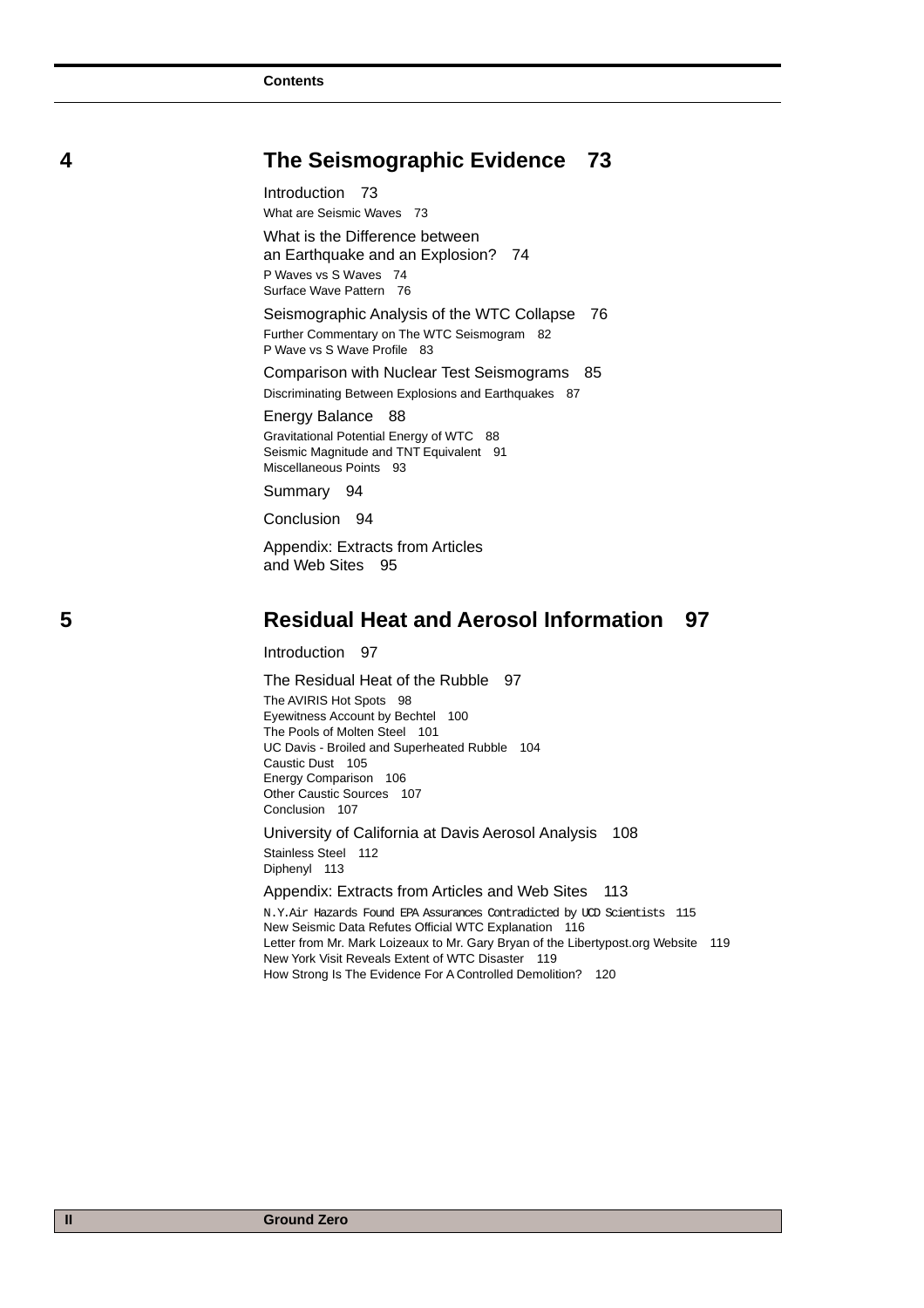## 4 The Seismographic Evidence 73

Introduction 73

What are Seismic Waves 73

What is the Difference between an Earthquake and an Explosion? 74

P Waves vs S Waves 74
Surface Wave Pattern 76

Seismographic Analysis of the WTC Collapse 76

Further Commentary on The WTC Seismogram 82
P Wave vs S Wave Profile 83

Comparison with Nuclear Test Seismograms 85

Discriminating Between Explosions and Earthquakes 87

Energy Balance 88

Gravitational Potential Energy of WTC 88
Seismic Magnitude and TNT Equivalent 91
Miscellaneous Points 93

Summary 94

Conclusion 94

Appendix: Extracts from Articles and Web Sites 95

## 5 Residual Heat and Aerosol Information 97

Introduction 97

The Residual Heat of the Rubble 97

The AVIRIS Hot Spots 98
Eyewitness Account by Bechtel 100
The Pools of Molten Steel 101
UC Davis - Broiled and Superheated Rubble 104
Caustic Dust 105
Energy Comparison 106
Other Caustic Sources 107
Conclusion 107

University of California at Davis Aerosol Analysis 108

Stainless Steel 112
Diphenyl 113

Appendix: Extracts from Articles and Web Sites 113

N.Y.Air Hazards Found EPA Assurances Contradicted by UCD Scientists 115
New Seismic Data Refutes Official WTC Explanation 116
Letter from Mr. Mark Loizeaux to Mr. Gary Bryan of the Libertypost.org Website 119
New York Visit Reveals Extent of WTC Disaster 119
How Strong Is The Evidence For A Controlled Demolition? 120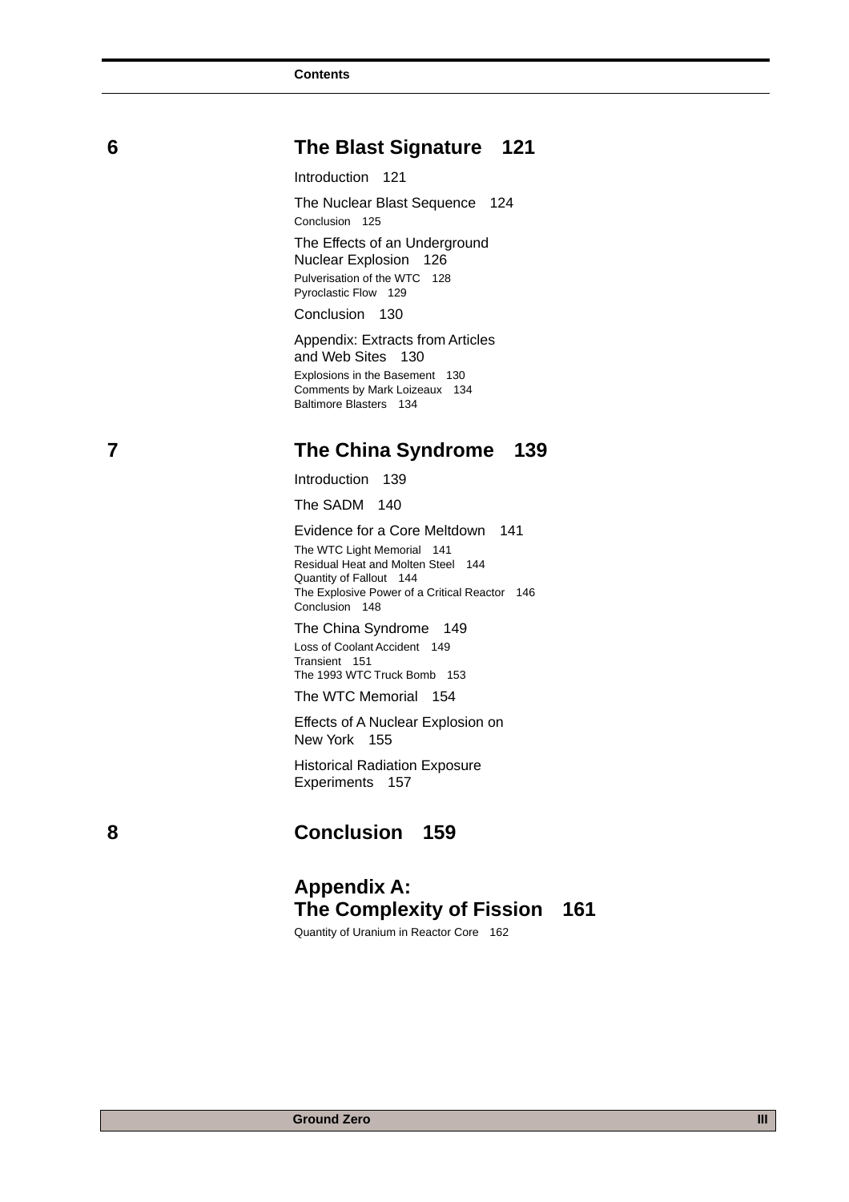## 6 The Blast Signature 121

Introduction 121

The Nuclear Blast Sequence 124

Conclusion 125

The Effects of an Underground Nuclear Explosion 126

Pulverisation of the WTC 128
Pyroclastic Flow 129

Conclusion 130

Appendix: Extracts from Articles and Web Sites 130

Explosions in the Basement 130
Comments by Mark Loizeaux 134
Baltimore Blasters 134

## 7 The China Syndrome 139

Introduction 139

The SADM 140

Evidence for a Core Meltdown 141

The WTC Light Memorial 141
Residual Heat and Molten Steel 144
Quantity of Fallout 144
The Explosive Power of a Critical Reactor 146
Conclusion 148

The China Syndrome 149

Loss of Coolant Accident 149
Transient 151
The 1993 WTC Truck Bomb 153

The WTC Memorial 154

Effects of A Nuclear Explosion on New York 155

Historical Radiation Exposure Experiments 157

## 8 Conclusion 159

## Appendix A: The Complexity of Fission 161

Quantity of Uranium in Reactor Core 162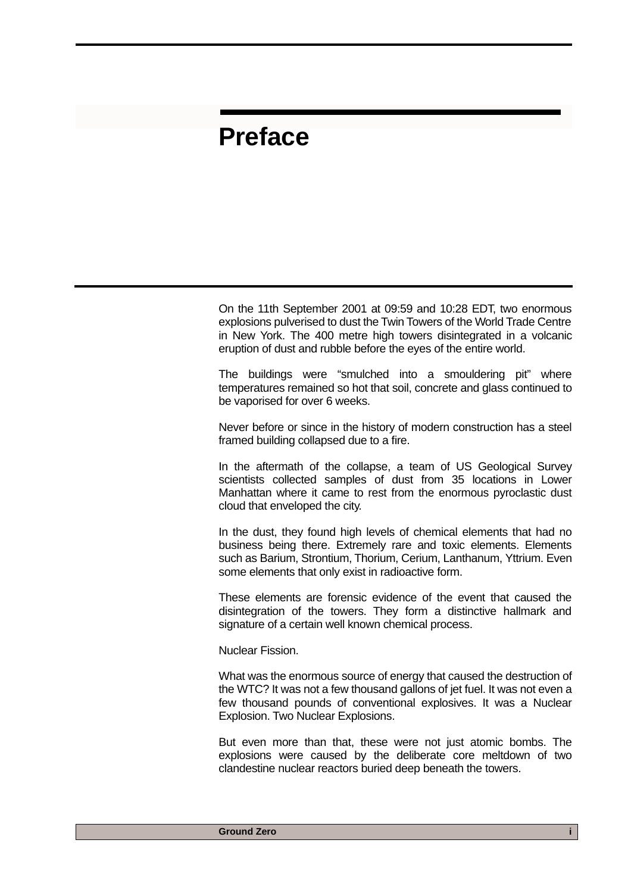# Preface

On the 11th September 2001 at 09:59 and 10:28 EDT, two enormous explosions pulverised to dust the Twin Towers of the World Trade Centre in New York. The 400 metre high towers disintegrated in a volcanic eruption of dust and rubble before the eyes of the entire world.

The buildings were “smulched into a smouldering pit” where temperatures remained so hot that soil, concrete and glass continued to be vaporised for over 6 weeks.

Never before or since in the history of modern construction has a steel framed building collapsed due to a fire.

In the aftermath of the collapse, a team of US Geological Survey scientists collected samples of dust from 35 locations in Lower Manhattan where it came to rest from the enormous pyroclastic dust cloud that enveloped the city.

In the dust, they found high levels of chemical elements that had no business being there. Extremely rare and toxic elements. Elements such as Barium, Strontium, Thorium, Cerium, Lanthanum, Yttrium. Even some elements that only exist in radioactive form.

These elements are forensic evidence of the event that caused the disintegration of the towers. They form a distinctive hallmark and signature of a certain well known chemical process.

Nuclear Fission.

What was the enormous source of energy that caused the destruction of the WTC? It was not a few thousand gallons of jet fuel. It was not even a few thousand pounds of conventional explosives. It was a Nuclear Explosion. Two Nuclear Explosions.

But even more than that, these were not just atomic bombs. The explosions were caused by the deliberate core meltdown of two clandestine nuclear reactors buried deep beneath the towers.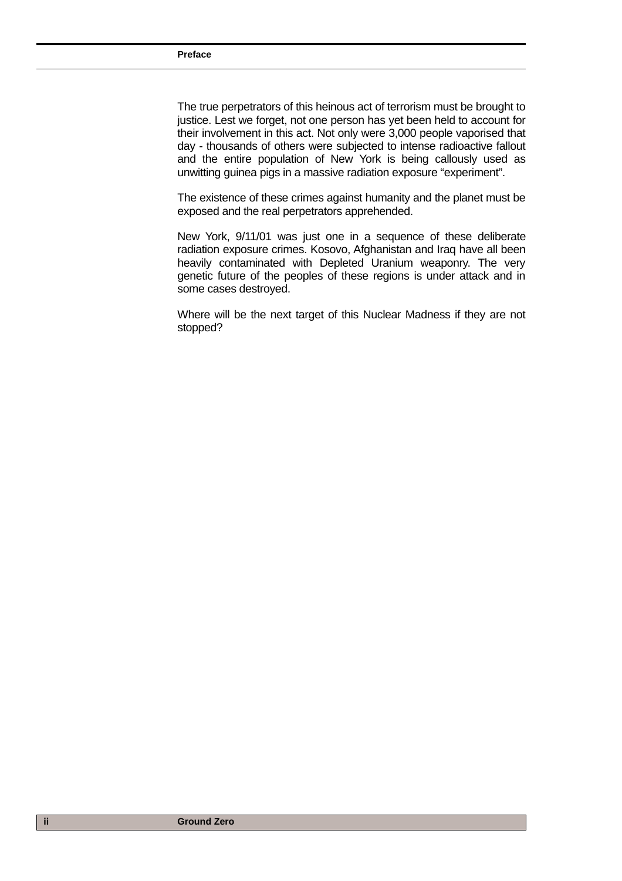The true perpetrators of this heinous act of terrorism must be brought to justice. Lest we forget, not one person has yet been held to account for their involvement in this act. Not only were 3,000 people vaporised that day - thousands of others were subjected to intense radioactive fallout and the entire population of New York is being callously used as unwitting guinea pigs in a massive radiation exposure "experiment".

The existence of these crimes against humanity and the planet must be exposed and the real perpetrators apprehended.

New York, 9/11/01 was just one in a sequence of these deliberate radiation exposure crimes. Kosovo, Afghanistan and Iraq have all been heavily contaminated with Depleted Uranium weaponry. The very genetic future of the peoples of these regions is under attack and in some cases destroyed.

Where will be the next target of this Nuclear Madness if they are not stopped?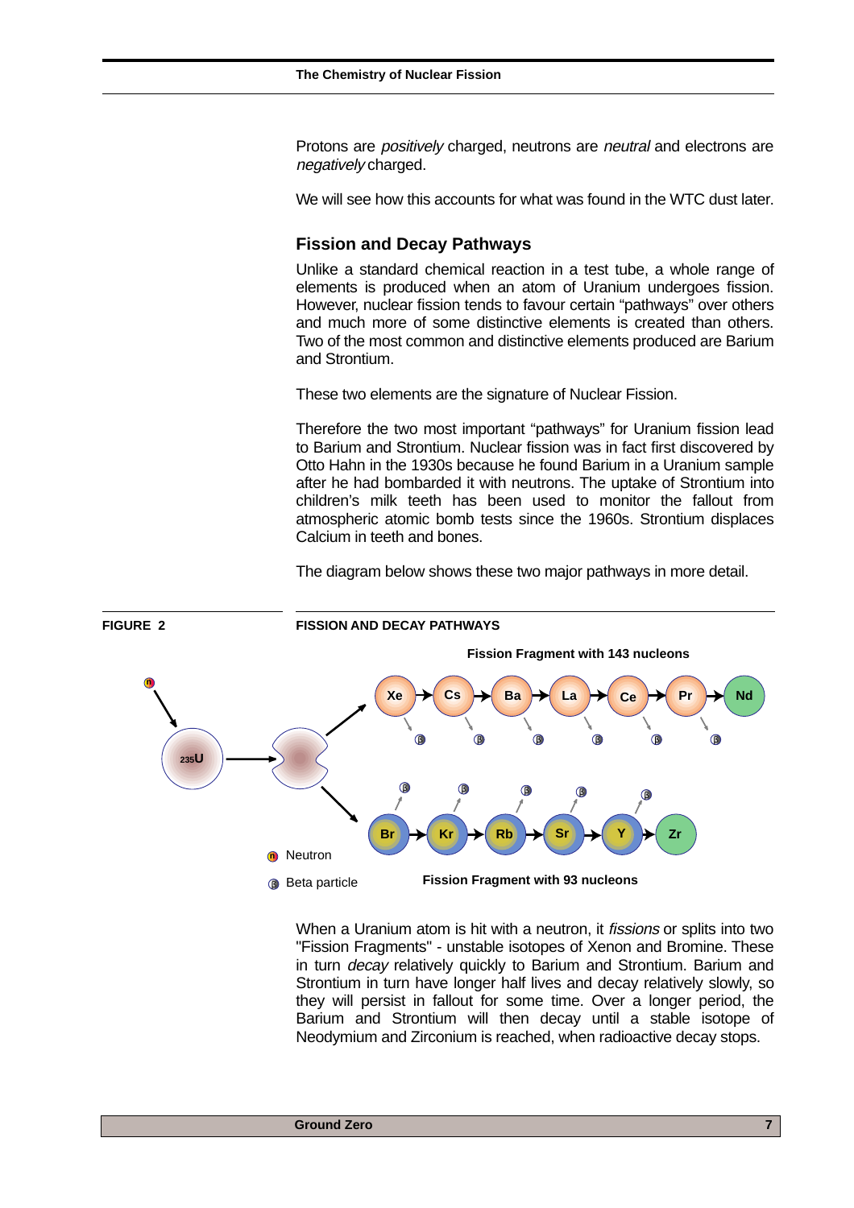Protons are *positively* charged, neutrons are *neutral* and electrons are *negatively* charged.

We will see how this accounts for what was found in the WTC dust later.

## Fission and Decay Pathways

Unlike a standard chemical reaction in a test tube, a whole range of elements is produced when an atom of Uranium undergoes fission. However, nuclear fission tends to favour certain "pathways" over others and much more of some distinctive elements is created than others. Two of the most common and distinctive elements produced are Barium and Strontium.

These two elements are the signature of Nuclear Fission.

Therefore the two most important "pathways" for Uranium fission lead to Barium and Strontium. Nuclear fission was in fact first discovered by Otto Hahn in the 1930s because he found Barium in a Uranium sample after he had bombarded it with neutrons. The uptake of Strontium into children's milk teeth has been used to monitor the fallout from atmospheric atomic bomb tests since the 1960s. Strontium displaces Calcium in teeth and bones.

The diagram below shows these two major pathways in more detail.

**FIGURE 2** **FISSION AND DECAY PATHWAYS**

Fission Fragment with 143 nucleons

Xe → Cs → Ba → La → Ce → Pr → Nd

$^{235}$U

Br → Kr → Rb → Sr → Y → Zr

Neutron

Beta particle

Fission Fragment with 93 nucleons

When a Uranium atom is hit with a neutron, it *fissions* or splits into two "Fission Fragments" - unstable isotopes of Xenon and Bromine. These in turn *decay* relatively quickly to Barium and Strontium. Barium and Strontium in turn have longer half lives and decay relatively slowly, so they will persist in fallout for some time. Over a longer period, the Barium and Strontium will then decay until a stable isotope of Neodymium and Zirconium is reached, when radioactive decay stops.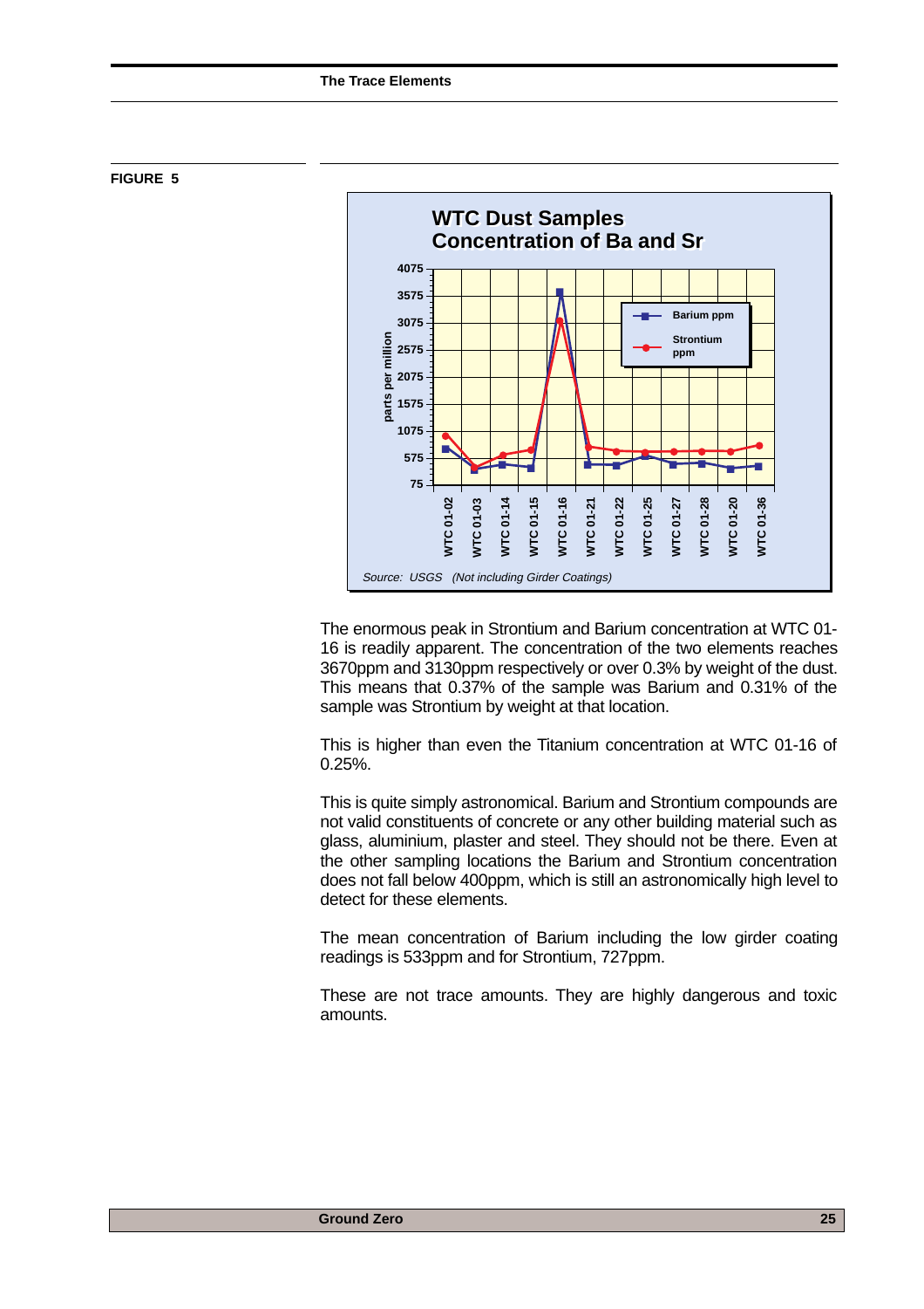**FIGURE 5**

**WTC Dust Samples**
**Concentration of Ba and Sr**

*Source: USGS (Not including Girder Coatings)*

The enormous peak in Strontium and Barium concentration at WTC 01-16 is readily apparent. The concentration of the two elements reaches 3670ppm and 3130ppm respectively or over 0.3% by weight of the dust. This means that 0.37% of the sample was Barium and 0.31% of the sample was Strontium by weight at that location.

This is higher than even the Titanium concentration at WTC 01-16 of 0.25%.

This is quite simply astronomical. Barium and Strontium compounds are not valid constituents of concrete or any other building material such as glass, aluminium, plaster and steel. They should not be there. Even at the other sampling locations the Barium and Strontium concentration does not fall below 400ppm, which is still an astronomically high level to detect for these elements.

The mean concentration of Barium including the low girder coating readings is 533ppm and for Strontium, 727ppm.

These are not trace amounts. They are highly dangerous and toxic amounts.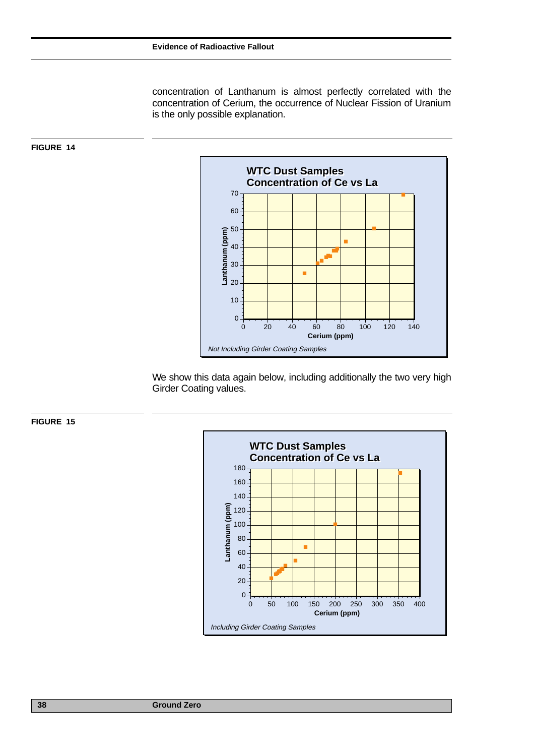concentration of Lanthanum is almost perfectly correlated with the concentration of Cerium, the occurrence of Nuclear Fission of Uranium is the only possible explanation.

**FIGURE 14**

**WTC Dust Samples**
**Concentration of Ce vs La**

*Not Including Girder Coating Samples*

We show this data again below, including additionally the two very high Girder Coating values.

**FIGURE 15**

**WTC Dust Samples**
**Concentration of Ce vs La**

*Including Girder Coating Samples*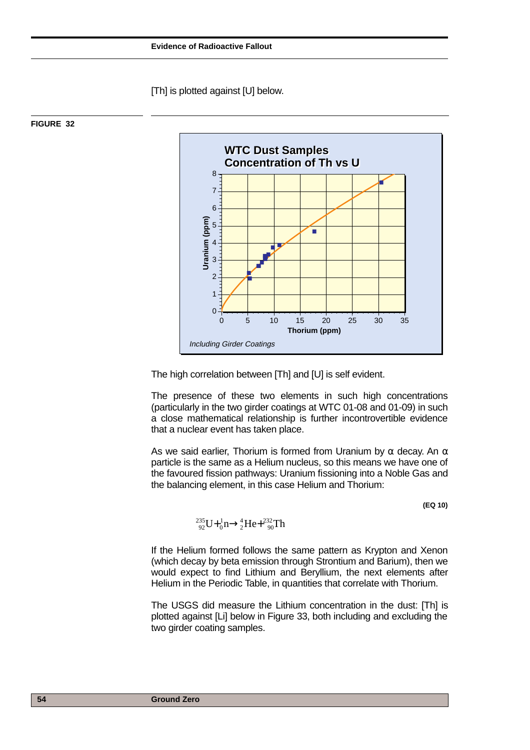[Th] is plotted against [U] below.

**FIGURE 32**

**WTC Dust Samples**
**Concentration of Th vs U**

*Including Girder Coatings*

The high correlation between [Th] and [U] is self evident.

The presence of these two elements in such high concentrations (particularly in the two girder coatings at WTC 01-08 and 01-09) in such a close mathematical relationship is further incontrovertible evidence that a nuclear event has taken place.

As we said earlier, Thorium is formed from Uranium by α decay. An α particle is the same as a Helium nucleus, so this means we have one of the favoured fission pathways: Uranium fissioning into a Noble Gas and the balancing element, in this case Helium and Thorium:

**(EQ 10)**

$$^{235}_{92}U + ^{1}_{0}n \rightarrow ^{4}_{2}He + ^{232}_{90}Th$$

If the Helium formed follows the same pattern as Krypton and Xenon (which decay by beta emission through Strontium and Barium), then we would expect to find Lithium and Beryllium, the next elements after Helium in the Periodic Table, in quantities that correlate with Thorium.

The USGS did measure the Lithium concentration in the dust: [Th] is plotted against [Li] below in Figure 33, both including and excluding the two girder coating samples.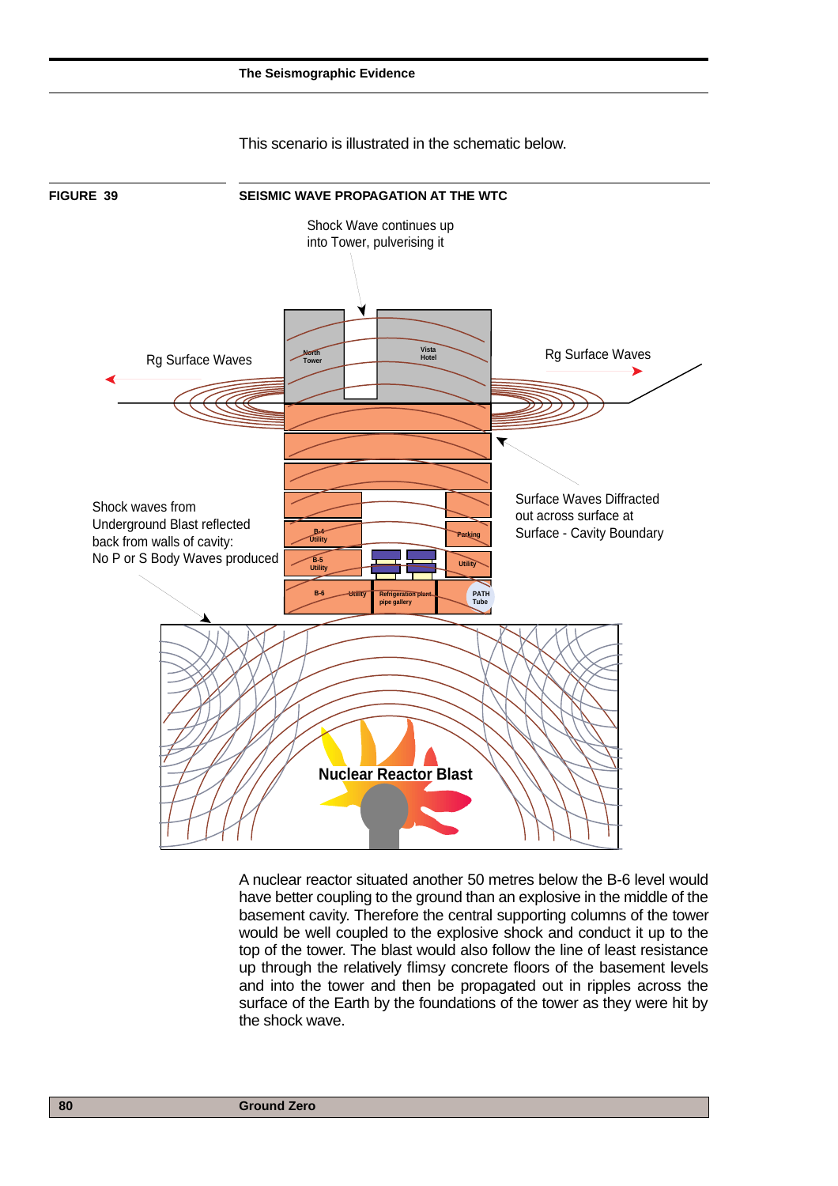This scenario is illustrated in the schematic below.

**FIGURE 39** **SEISMIC WAVE PROPAGATION AT THE WTC**

Shock Wave continues up into Tower, pulverising it

Rg Surface Waves

Rg Surface Waves

North Tower

Vista Hotel

Surface Waves Diffracted out across surface at Surface - Cavity Boundary

Shock waves from Underground Blast reflected back from walls of cavity: No P or S Body Waves produced

B-4 Utility

Parking

B-5 Utility

Utility

B-6

Utility

Refrigeration plant pipe gallery

PATH Tube

Nuclear Reactor Blast

A nuclear reactor situated another 50 metres below the B-6 level would have better coupling to the ground than an explosive in the middle of the basement cavity. Therefore the central supporting columns of the tower would be well coupled to the explosive shock and conduct it up to the top of the tower. The blast would also follow the line of least resistance up through the relatively flimsy concrete floors of the basement levels and into the tower and then be propagated out in ripples across the surface of the Earth by the foundations of the tower as they were hit by the shock wave.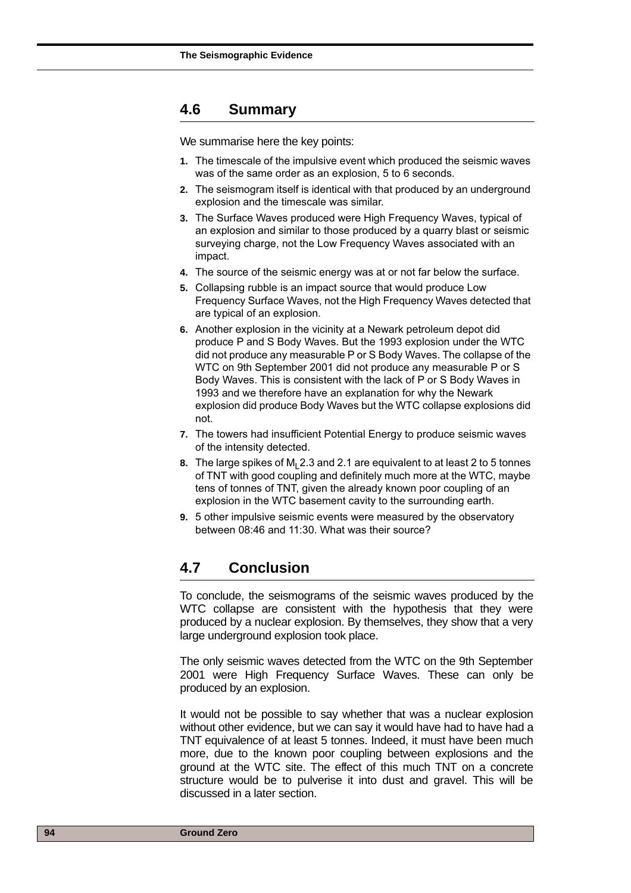## 4.6 Summary

We summarise here the key points:

1. The timescale of the impulsive event which produced the seismic waves was of the same order as an explosion, 5 to 6 seconds.
2. The seismogram itself is identical with that produced by an underground explosion and the timescale was similar.
3. The Surface Waves produced were High Frequency Waves, typical of an explosion and similar to those produced by a quarry blast or seismic surveying charge, not the Low Frequency Waves associated with an impact.
4. The source of the seismic energy was at or not far below the surface.
5. Collapsing rubble is an impact source that would produce Low Frequency Surface Waves, not the High Frequency Waves detected that are typical of an explosion.
6. Another explosion in the vicinity at a Newark petroleum depot did produce P and S Body Waves. But the 1993 explosion under the WTC did not produce any measurable P or S Body Waves. The collapse of the WTC on 9th September 2001 did not produce any measurable P or S Body Waves. This is consistent with the lack of P or S Body Waves in 1993 and we therefore have an explanation for why the Newark explosion did produce Body Waves but the WTC collapse explosions did not.
7. The towers had insufficient Potential Energy to produce seismic waves of the intensity detected.
8. The large spikes of $M_L$ 2.3 and 2.1 are equivalent to at least 2 to 5 tonnes of TNT with good coupling and definitely much more at the WTC, maybe tens of tonnes of TNT, given the already known poor coupling of an explosion in the WTC basement cavity to the surrounding earth.
9. 5 other impulsive seismic events were measured by the observatory between 08:46 and 11:30. What was their source?

## 4.7 Conclusion

To conclude, the seismograms of the seismic waves produced by the WTC collapse are consistent with the hypothesis that they were produced by a nuclear explosion. By themselves, they show that a very large underground explosion took place.

The only seismic waves detected from the WTC on the 9th September 2001 were High Frequency Surface Waves. These can only be produced by an explosion.

It would not be possible to say whether that was a nuclear explosion without other evidence, but we can say it would have had to have had a TNT equivalence of at least 5 tonnes. Indeed, it must have been much more, due to the known poor coupling between explosions and the ground at the WTC site. The effect of this much TNT on a concrete structure would be to pulverise it into dust and gravel. This will be discussed in a later section.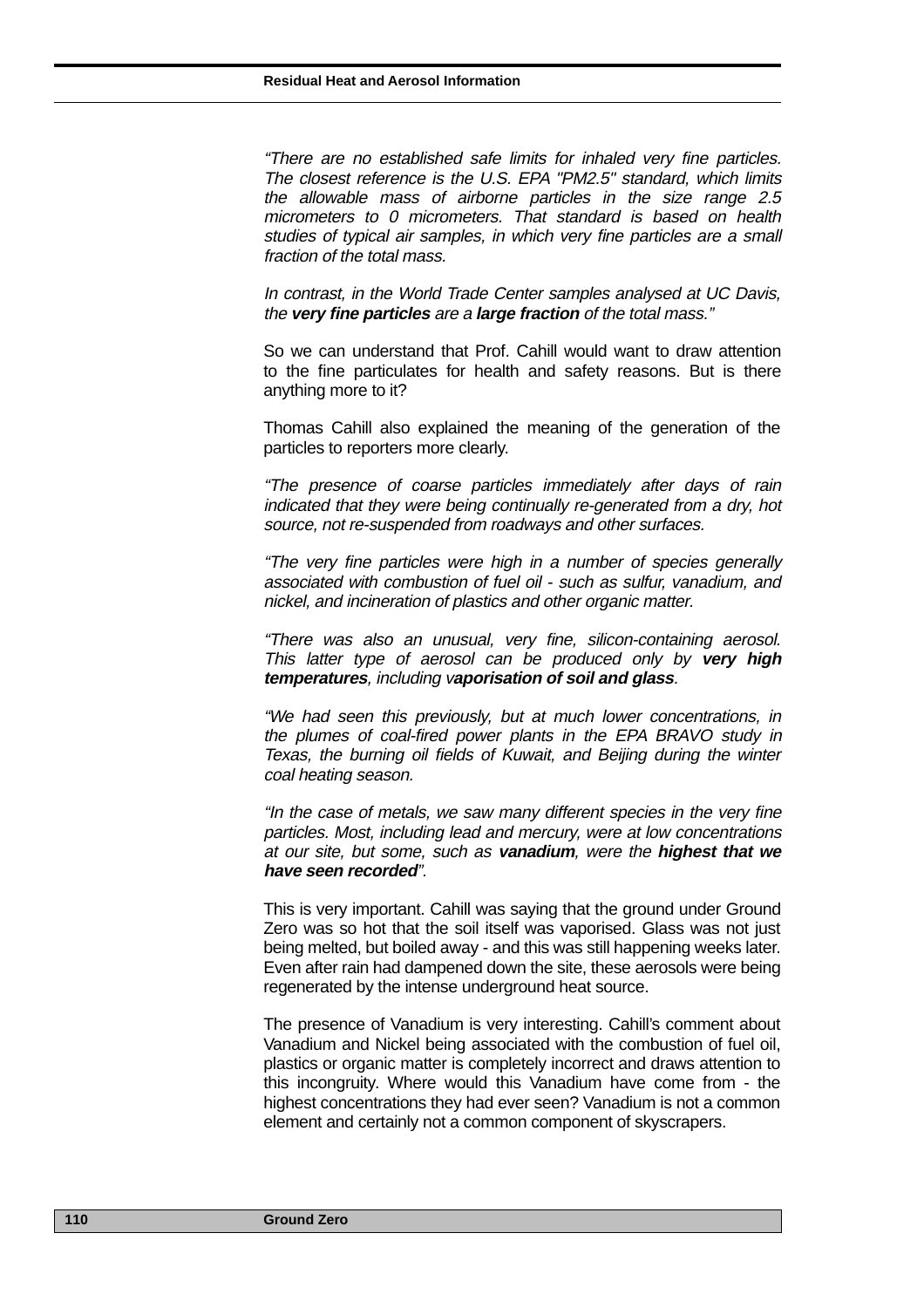*"There are no established safe limits for inhaled very fine particles. The closest reference is the U.S. EPA "PM2.5" standard, which limits the allowable mass of airborne particles in the size range 2.5 micrometers to 0 micrometers. That standard is based on health studies of typical air samples, in which very fine particles are a small fraction of the total mass.*

*In contrast, in the World Trade Center samples analysed at UC Davis, the **very fine particles** are a **large fraction** of the total mass."*

So we can understand that Prof. Cahill would want to draw attention to the fine particulates for health and safety reasons. But is there anything more to it?

Thomas Cahill also explained the meaning of the generation of the particles to reporters more clearly.

*"The presence of coarse particles immediately after days of rain indicated that they were being continually re-generated from a dry, hot source, not re-suspended from roadways and other surfaces.*

*"The very fine particles were high in a number of species generally associated with combustion of fuel oil - such as sulfur, vanadium, and nickel, and incineration of plastics and other organic matter.*

*"There was also an unusual, very fine, silicon-containing aerosol. This latter type of aerosol can be produced only by **very high temperatures**, including v**aporisation of soil and glass**.*

*"We had seen this previously, but at much lower concentrations, in the plumes of coal-fired power plants in the EPA BRAVO study in Texas, the burning oil fields of Kuwait, and Beijing during the winter coal heating season.*

*"In the case of metals, we saw many different species in the very fine particles. Most, including lead and mercury, were at low concentrations at our site, but some, such as **vanadium**, were the **highest that we have seen recorded**".*

This is very important. Cahill was saying that the ground under Ground Zero was so hot that the soil itself was vaporised. Glass was not just being melted, but boiled away - and this was still happening weeks later. Even after rain had dampened down the site, these aerosols were being regenerated by the intense underground heat source.

The presence of Vanadium is very interesting. Cahill's comment about Vanadium and Nickel being associated with the combustion of fuel oil, plastics or organic matter is completely incorrect and draws attention to this incongruity. Where would this Vanadium have come from - the highest concentrations they had ever seen? Vanadium is not a common element and certainly not a common component of skyscrapers.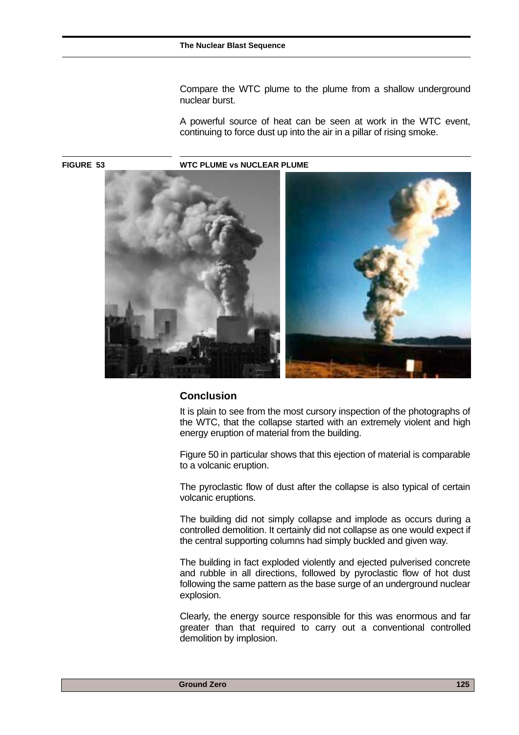Compare the WTC plume to the plume from a shallow underground nuclear burst.

A powerful source of heat can be seen at work in the WTC event, continuing to force dust up into the air in a pillar of rising smoke.

**FIGURE 53** **WTC PLUME vs NUCLEAR PLUME**

## Conclusion

It is plain to see from the most cursory inspection of the photographs of the WTC, that the collapse started with an extremely violent and high energy eruption of material from the building.

Figure 50 in particular shows that this ejection of material is comparable to a volcanic eruption.

The pyroclastic flow of dust after the collapse is also typical of certain volcanic eruptions.

The building did not simply collapse and implode as occurs during a controlled demolition. It certainly did not collapse as one would expect if the central supporting columns had simply buckled and given way.

The building in fact exploded violently and ejected pulverised concrete and rubble in all directions, followed by pyroclastic flow of hot dust following the same pattern as the base surge of an underground nuclear explosion.

Clearly, the energy source responsible for this was enormous and far greater than that required to carry out a conventional controlled demolition by implosion.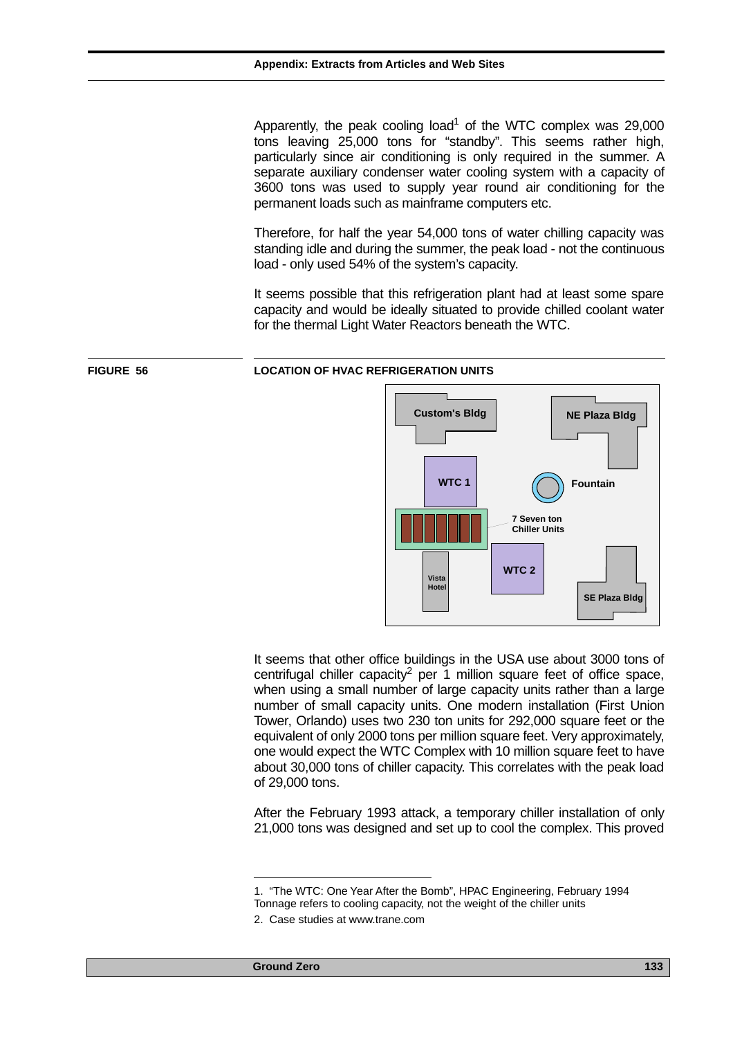Apparently, the peak cooling load[1] of the WTC complex was 29,000 tons leaving 25,000 tons for “standby”. This seems rather high, particularly since air conditioning is only required in the summer. A separate auxiliary condenser water cooling system with a capacity of 3600 tons was used to supply year round air conditioning for the permanent loads such as mainframe computers etc.

Therefore, for half the year 54,000 tons of water chilling capacity was standing idle and during the summer, the peak load - not the continuous load - only used 54% of the system's capacity.

It seems possible that this refrigeration plant had at least some spare capacity and would be ideally situated to provide chilled coolant water for the thermal Light Water Reactors beneath the WTC.

**FIGURE 56** **LOCATION OF HVAC REFRIGERATION UNITS**

Custom's Bldg
NE Plaza Bldg
WTC 1
Fountain
7 Seven ton Chiller Units
WTC 2
Vista Hotel
SE Plaza Bldg

It seems that other office buildings in the USA use about 3000 tons of centrifugal chiller capacity[2] per 1 million square feet of office space, when using a small number of large capacity units rather than a large number of small capacity units. One modern installation (First Union Tower, Orlando) uses two 230 ton units for 292,000 square feet or the equivalent of only 2000 tons per million square feet. Very approximately, one would expect the WTC Complex with 10 million square feet to have about 30,000 tons of chiller capacity. This correlates with the peak load of 29,000 tons.

After the February 1993 attack, a temporary chiller installation of only 21,000 tons was designed and set up to cool the complex. This proved

1. “The WTC: One Year After the Bomb”, HPAC Engineering, February 1994
Tonnage refers to cooling capacity, not the weight of the chiller units

2. Case studies at www.trane.com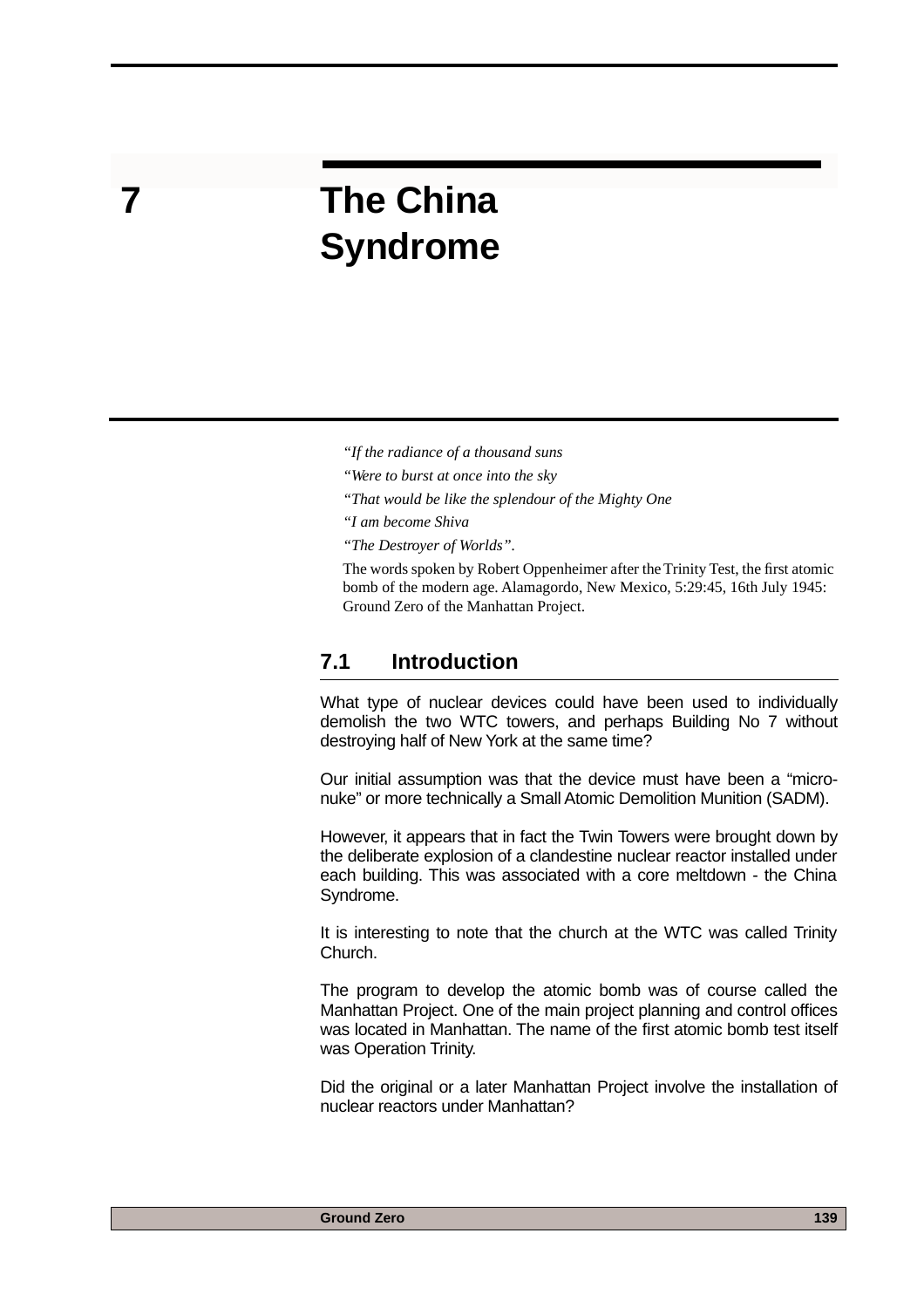# 7 The China Syndrome

*"If the radiance of a thousand suns*

*"Were to burst at once into the sky*

*"That would be like the splendour of the Mighty One*

*"I am become Shiva*

*"The Destroyer of Worlds".*

The words spoken by Robert Oppenheimer after the Trinity Test, the first atomic bomb of the modern age. Alamagordo, New Mexico, 5:29:45, 16th July 1945: Ground Zero of the Manhattan Project.

## 7.1 Introduction

What type of nuclear devices could have been used to individually demolish the two WTC towers, and perhaps Building No 7 without destroying half of New York at the same time?

Our initial assumption was that the device must have been a "micro-nuke" or more technically a Small Atomic Demolition Munition (SADM).

However, it appears that in fact the Twin Towers were brought down by the deliberate explosion of a clandestine nuclear reactor installed under each building. This was associated with a core meltdown - the China Syndrome.

It is interesting to note that the church at the WTC was called Trinity Church.

The program to develop the atomic bomb was of course called the Manhattan Project. One of the main project planning and control offices was located in Manhattan. The name of the first atomic bomb test itself was Operation Trinity.

Did the original or a later Manhattan Project involve the installation of nuclear reactors under Manhattan?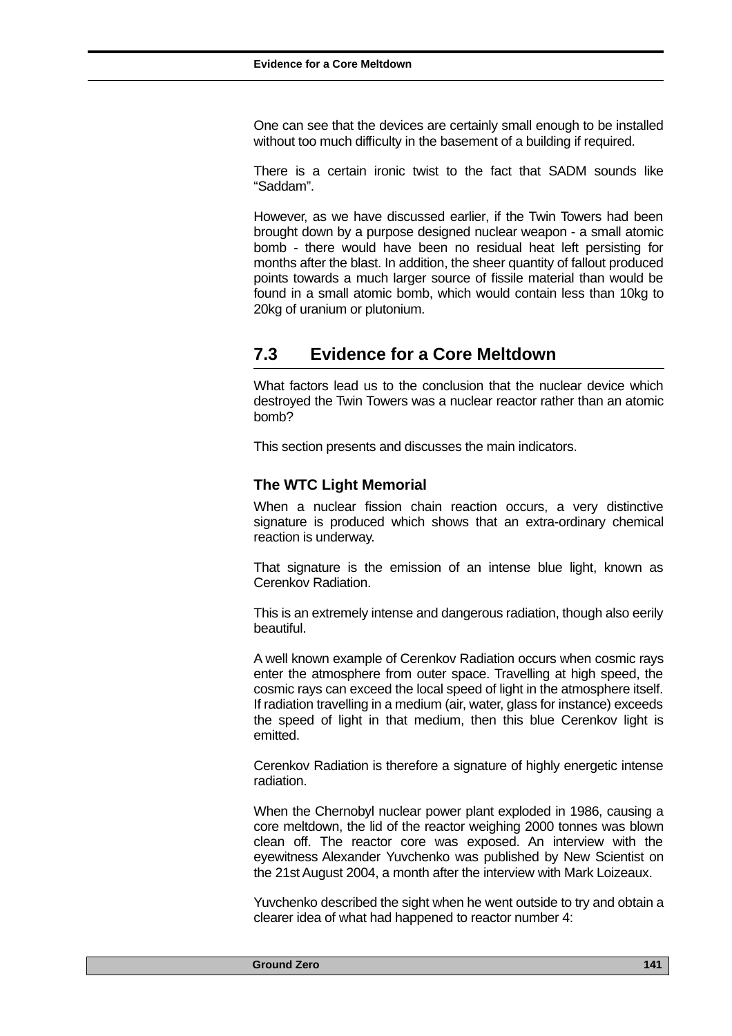One can see that the devices are certainly small enough to be installed without too much difficulty in the basement of a building if required.

There is a certain ironic twist to the fact that SADM sounds like "Saddam".

However, as we have discussed earlier, if the Twin Towers had been brought down by a purpose designed nuclear weapon - a small atomic bomb - there would have been no residual heat left persisting for months after the blast. In addition, the sheer quantity of fallout produced points towards a much larger source of fissile material than would be found in a small atomic bomb, which would contain less than 10kg to 20kg of uranium or plutonium.

## 7.3 Evidence for a Core Meltdown

What factors lead us to the conclusion that the nuclear device which destroyed the Twin Towers was a nuclear reactor rather than an atomic bomb?

This section presents and discusses the main indicators.

### The WTC Light Memorial

When a nuclear fission chain reaction occurs, a very distinctive signature is produced which shows that an extra-ordinary chemical reaction is underway.

That signature is the emission of an intense blue light, known as Cerenkov Radiation.

This is an extremely intense and dangerous radiation, though also eerily beautiful.

A well known example of Cerenkov Radiation occurs when cosmic rays enter the atmosphere from outer space. Travelling at high speed, the cosmic rays can exceed the local speed of light in the atmosphere itself. If radiation travelling in a medium (air, water, glass for instance) exceeds the speed of light in that medium, then this blue Cerenkov light is emitted.

Cerenkov Radiation is therefore a signature of highly energetic intense radiation.

When the Chernobyl nuclear power plant exploded in 1986, causing a core meltdown, the lid of the reactor weighing 2000 tonnes was blown clean off. The reactor core was exposed. An interview with the eyewitness Alexander Yuvchenko was published by New Scientist on the 21st August 2004, a month after the interview with Mark Loizeaux.

Yuvchenko described the sight when he went outside to try and obtain a clearer idea of what had happened to reactor number 4: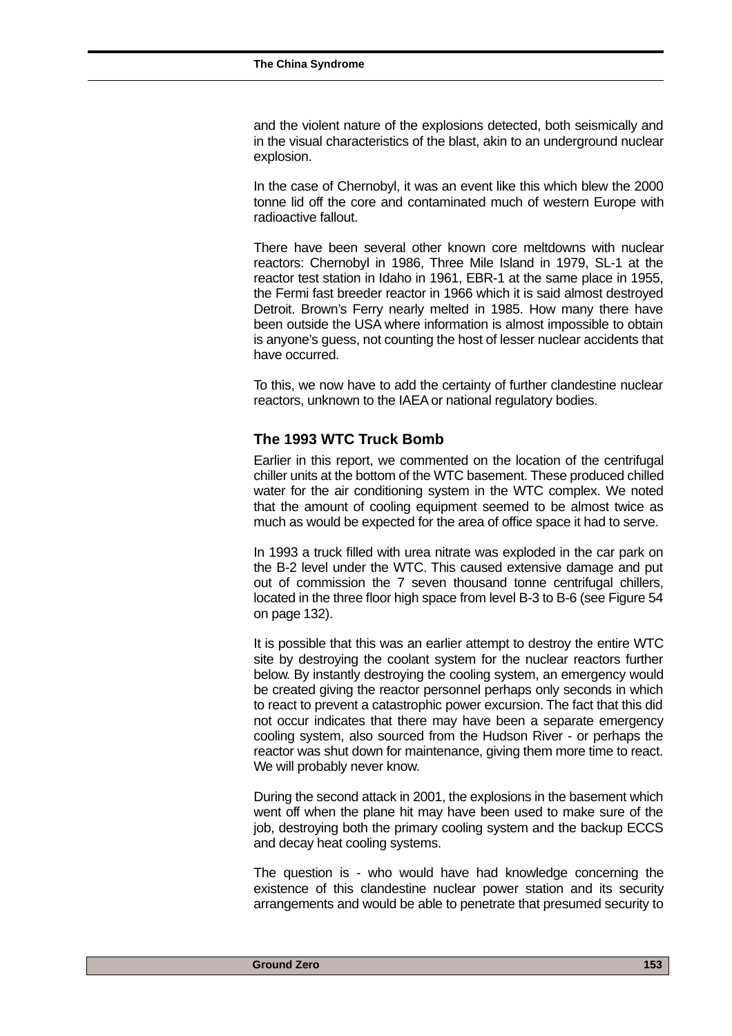and the violent nature of the explosions detected, both seismically and in the visual characteristics of the blast, akin to an underground nuclear explosion.

In the case of Chernobyl, it was an event like this which blew the 2000 tonne lid off the core and contaminated much of western Europe with radioactive fallout.

There have been several other known core meltdowns with nuclear reactors: Chernobyl in 1986, Three Mile Island in 1979, SL-1 at the reactor test station in Idaho in 1961, EBR-1 at the same place in 1955, the Fermi fast breeder reactor in 1966 which it is said almost destroyed Detroit. Brown's Ferry nearly melted in 1985. How many there have been outside the USA where information is almost impossible to obtain is anyone's guess, not counting the host of lesser nuclear accidents that have occurred.

To this, we now have to add the certainty of further clandestine nuclear reactors, unknown to the IAEA or national regulatory bodies.

### The 1993 WTC Truck Bomb

Earlier in this report, we commented on the location of the centrifugal chiller units at the bottom of the WTC basement. These produced chilled water for the air conditioning system in the WTC complex. We noted that the amount of cooling equipment seemed to be almost twice as much as would be expected for the area of office space it had to serve.

In 1993 a truck filled with urea nitrate was exploded in the car park on the B-2 level under the WTC. This caused extensive damage and put out of commission the 7 seven thousand tonne centrifugal chillers, located in the three floor high space from level B-3 to B-6 (see Figure 54 on page 132).

It is possible that this was an earlier attempt to destroy the entire WTC site by destroying the coolant system for the nuclear reactors further below. By instantly destroying the cooling system, an emergency would be created giving the reactor personnel perhaps only seconds in which to react to prevent a catastrophic power excursion. The fact that this did not occur indicates that there may have been a separate emergency cooling system, also sourced from the Hudson River - or perhaps the reactor was shut down for maintenance, giving them more time to react. We will probably never know.

During the second attack in 2001, the explosions in the basement which went off when the plane hit may have been used to make sure of the job, destroying both the primary cooling system and the backup ECCS and decay heat cooling systems.

The question is - who would have had knowledge concerning the existence of this clandestine nuclear power station and its security arrangements and would be able to penetrate that presumed security to